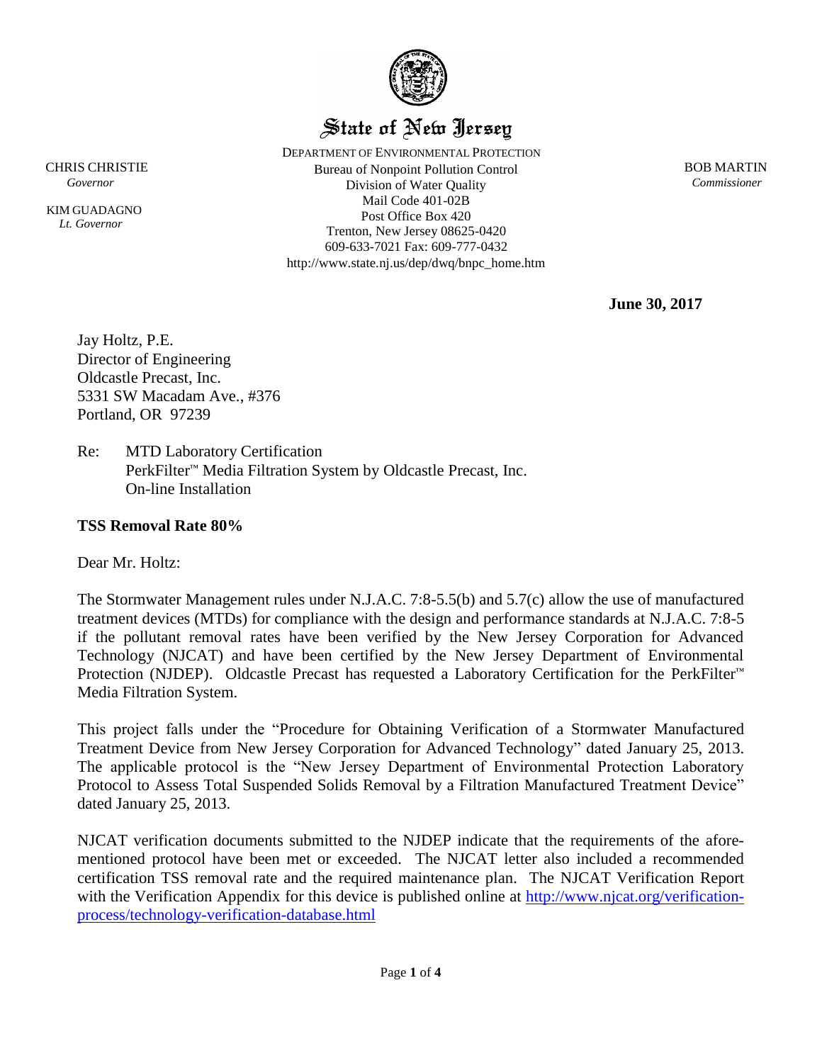# State of New Jersey

DEPARTMENT OF ENVIRONMENTAL PROTECTION
Bureau of Nonpoint Pollution Control
Division of Water Quality
Mail Code 401-02B
Post Office Box 420
Trenton, New Jersey 08625-0420
609-633-7021 Fax: 609-777-0432
http://www.state.nj.us/dep/dwq/bnpc_home.htm

CHRIS CHRISTIE
*Governor*

KIM GUADAGNO
*Lt. Governor*

BOB MARTIN
*Commissioner*

**June 30, 2017**

Jay Holtz, P.E.
Director of Engineering
Oldcastle Precast, Inc.
5331 SW Macadam Ave., #376
Portland, OR 97239

Re: MTD Laboratory Certification
PerkFilter™ Media Filtration System by Oldcastle Precast, Inc.
On-line Installation

**TSS Removal Rate 80%**

Dear Mr. Holtz:

The Stormwater Management rules under N.J.A.C. 7:8-5.5(b) and 5.7(c) allow the use of manufactured treatment devices (MTDs) for compliance with the design and performance standards at N.J.A.C. 7:8-5 if the pollutant removal rates have been verified by the New Jersey Corporation for Advanced Technology (NJCAT) and have been certified by the New Jersey Department of Environmental Protection (NJDEP). Oldcastle Precast has requested a Laboratory Certification for the PerkFilter™ Media Filtration System.

This project falls under the "Procedure for Obtaining Verification of a Stormwater Manufactured Treatment Device from New Jersey Corporation for Advanced Technology" dated January 25, 2013. The applicable protocol is the "New Jersey Department of Environmental Protection Laboratory Protocol to Assess Total Suspended Solids Removal by a Filtration Manufactured Treatment Device" dated January 25, 2013.

NJCAT verification documents submitted to the NJDEP indicate that the requirements of the aforementioned protocol have been met or exceeded. The NJCAT letter also included a recommended certification TSS removal rate and the required maintenance plan. The NJCAT Verification Report with the Verification Appendix for this device is published online at [http://www.njcat.org/verification-process/technology-verification-database.html](http://www.njcat.org/verification-process/technology-verification-database.html)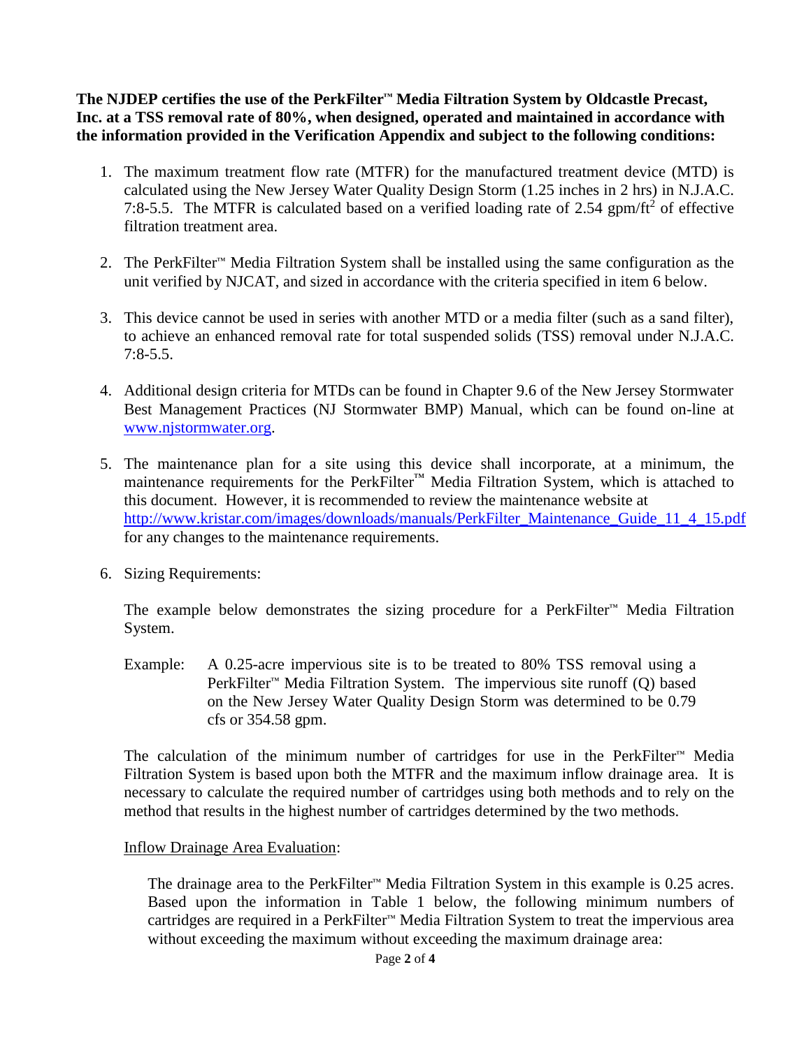**The NJDEP certifies the use of the PerkFilter™ Media Filtration System by Oldcastle Precast, Inc. at a TSS removal rate of 80%, when designed, operated and maintained in accordance with the information provided in the Verification Appendix and subject to the following conditions:**

1. The maximum treatment flow rate (MTFR) for the manufactured treatment device (MTD) is calculated using the New Jersey Water Quality Design Storm (1.25 inches in 2 hrs) in N.J.A.C. 7:8-5.5. The MTFR is calculated based on a verified loading rate of 2.54 gpm/ft$^2$ of effective filtration treatment area.

2. The PerkFilter™ Media Filtration System shall be installed using the same configuration as the unit verified by NJCAT, and sized in accordance with the criteria specified in item 6 below.

3. This device cannot be used in series with another MTD or a media filter (such as a sand filter), to achieve an enhanced removal rate for total suspended solids (TSS) removal under N.J.A.C. 7:8-5.5.

4. Additional design criteria for MTDs can be found in Chapter 9.6 of the New Jersey Stormwater Best Management Practices (NJ Stormwater BMP) Manual, which can be found on-line at www.njstormwater.org.

5. The maintenance plan for a site using this device shall incorporate, at a minimum, the maintenance requirements for the PerkFilter™ Media Filtration System, which is attached to this document. However, it is recommended to review the maintenance website at http://www.kristar.com/images/downloads/manuals/PerkFilter_Maintenance_Guide_11_4_15.pdf for any changes to the maintenance requirements.

6. Sizing Requirements:

   The example below demonstrates the sizing procedure for a PerkFilter™ Media Filtration System.

   Example: A 0.25-acre impervious site is to be treated to 80% TSS removal using a PerkFilter™ Media Filtration System. The impervious site runoff (Q) based on the New Jersey Water Quality Design Storm was determined to be 0.79 cfs or 354.58 gpm.

   The calculation of the minimum number of cartridges for use in the PerkFilter™ Media Filtration System is based upon both the MTFR and the maximum inflow drainage area. It is necessary to calculate the required number of cartridges using both methods and to rely on the method that results in the highest number of cartridges determined by the two methods.

   Inflow Drainage Area Evaluation:

   The drainage area to the PerkFilter™ Media Filtration System in this example is 0.25 acres. Based upon the information in Table 1 below, the following minimum numbers of cartridges are required in a PerkFilter™ Media Filtration System to treat the impervious area without exceeding the maximum without exceeding the maximum drainage area: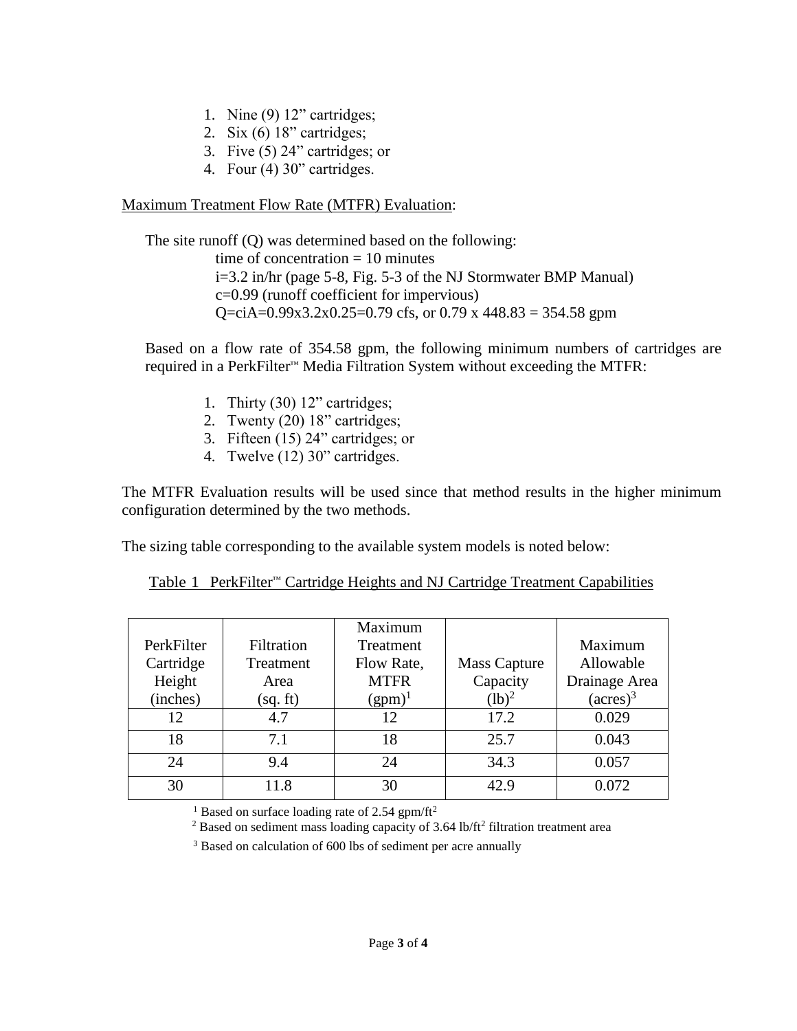1. Nine (9) 12" cartridges;
2. Six (6) 18" cartridges;
3. Five (5) 24" cartridges; or
4. Four (4) 30" cartridges.

<u>Maximum Treatment Flow Rate (MTFR) Evaluation</u>:

The site runoff (Q) was determined based on the following:

time of concentration = 10 minutes
i=3.2 in/hr (page 5-8, Fig. 5-3 of the NJ Stormwater BMP Manual)
c=0.99 (runoff coefficient for impervious)
Q=ciA=0.99x3.2x0.25=0.79 cfs, or 0.79 x 448.83 = 354.58 gpm

Based on a flow rate of 354.58 gpm, the following minimum numbers of cartridges are required in a PerkFilter™ Media Filtration System without exceeding the MTFR:

1. Thirty (30) 12" cartridges;
2. Twenty (20) 18" cartridges;
3. Fifteen (15) 24" cartridges; or
4. Twelve (12) 30" cartridges.

The MTFR Evaluation results will be used since that method results in the higher minimum configuration determined by the two methods.

The sizing table corresponding to the available system models is noted below:

<u>Table 1 PerkFilter™ Cartridge Heights and NJ Cartridge Treatment Capabilities</u>

| PerkFilter Cartridge Height (inches) | Filtration Treatment Area (sq. ft) | Maximum Treatment Flow Rate, MTFR (gpm)[1] | Mass Capture Capacity (lb)[2] | Maximum Allowable Drainage Area (acres)[3] |
|---|---|---|---|---|
| 12 | 4.7 | 12 | 17.2 | 0.029 |
| 18 | 7.1 | 18 | 25.7 | 0.043 |
| 24 | 9.4 | 24 | 34.3 | 0.057 |
| 30 | 11.8 | 30 | 42.9 | 0.072 |

[1] Based on surface loading rate of 2.54 $gpm/ft^2$

[2] Based on sediment mass loading capacity of 3.64 $lb/ft^2$ filtration treatment area

[3] Based on calculation of 600 lbs of sediment per acre annually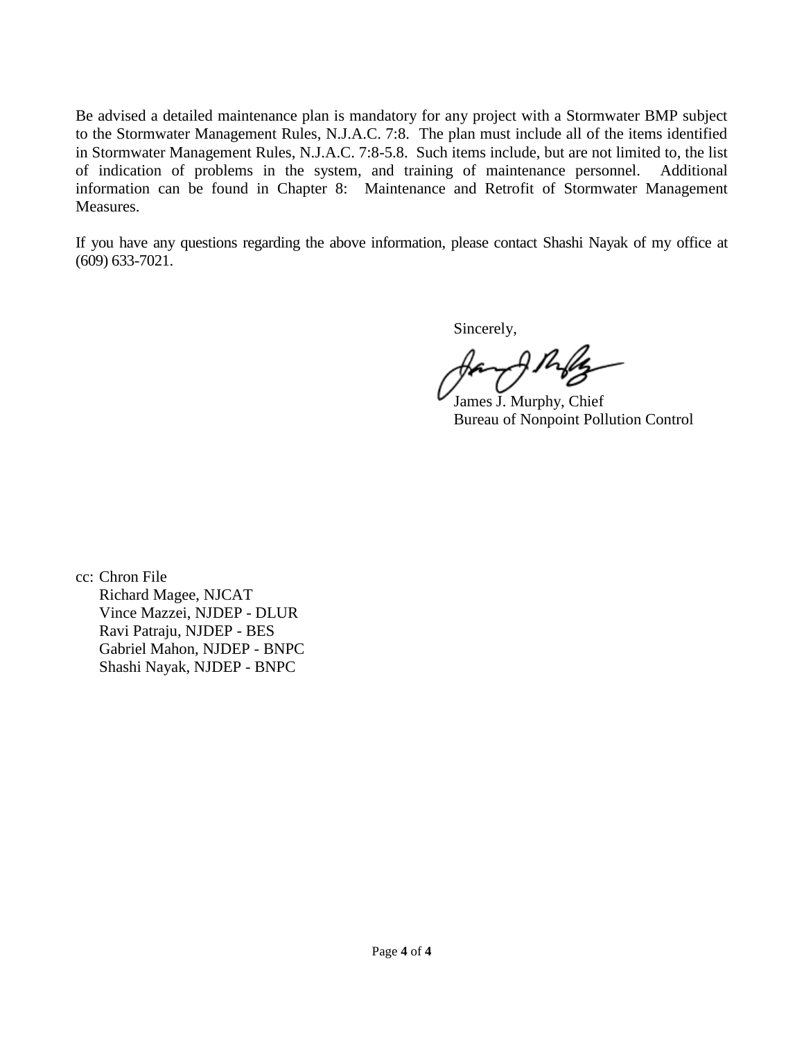Be advised a detailed maintenance plan is mandatory for any project with a Stormwater BMP subject to the Stormwater Management Rules, N.J.A.C. 7:8. The plan must include all of the items identified in Stormwater Management Rules, N.J.A.C. 7:8-5.8. Such items include, but are not limited to, the list of indication of problems in the system, and training of maintenance personnel. Additional information can be found in Chapter 8: Maintenance and Retrofit of Stormwater Management Measures.

If you have any questions regarding the above information, please contact Shashi Nayak of my office at (609) 633-7021.

Sincerely,

James J. Murphy, Chief
Bureau of Nonpoint Pollution Control

cc: Chron File
Richard Magee, NJCAT
Vince Mazzei, NJDEP - DLUR
Ravi Patraju, NJDEP - BES
Gabriel Mahon, NJDEP - BNPC
Shashi Nayak, NJDEP - BNPC